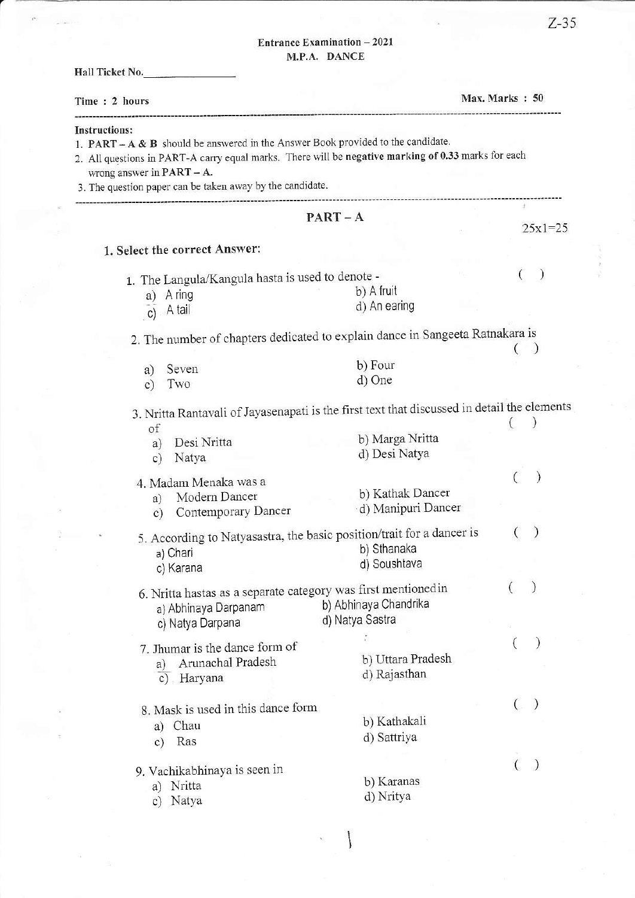Entrance Examination – 2021

M.P.A. DANCE

Hall Ticket No.________________

Time : 2 hours | Max. Marks : 50

---

**Instructions:**

1. **PART – A & B** should be answered in the Answer Book provided to the candidate.
2. All questions in PART-A carry equal marks. There will be **negative marking of 0.33** marks for each wrong answer in **PART – A.**
3. The question paper can be taken away by the candidate.

---

## PART – A

25x1=25

### 1. Select the correct Answer:

1. The Langula/Kangula hasta is used to denote - ( )
   a) A ring
   b) A fruit
   c) A tail
   d) An earing

2. The number of chapters dedicated to explain dance in Sangeeta Ratnakara is ( )
   a) Seven
   b) Four
   c) Two
   d) One

3. Nritta Rantavali of Jayasenapati is the first text that discussed in detail the elements of ( )
   a) Desi Nritta
   b) Marga Nritta
   c) Natya
   d) Desi Natya

4. Madam Menaka was a ( )
   a) Modern Dancer
   b) Kathak Dancer
   c) Contemporary Dancer
   d) Manipuri Dancer

5. According to Natyasastra, the basic position/trait for a dancer is ( )
   a) Chari
   b) Sthanaka
   c) Karana
   d) Soushtava

6. Nritta hastas as a separate category was first mentioned in ( )
   a) Abhinaya Darpanam
   b) Abhinaya Chandrika
   c) Natya Darpana
   d) Natya Sastra

7. Jhumar is the dance form of ( )
   a) Arunachal Pradesh
   b) Uttara Pradesh
   c) Haryana
   d) Rajasthan

8. Mask is used in this dance form ( )
   a) Chau
   b) Kathakali
   c) Ras
   d) Sattriya

9. Vachikabhinaya is seen in ( )
   a) Nritta
   b) Karanas
   c) Natya
   d) Nritya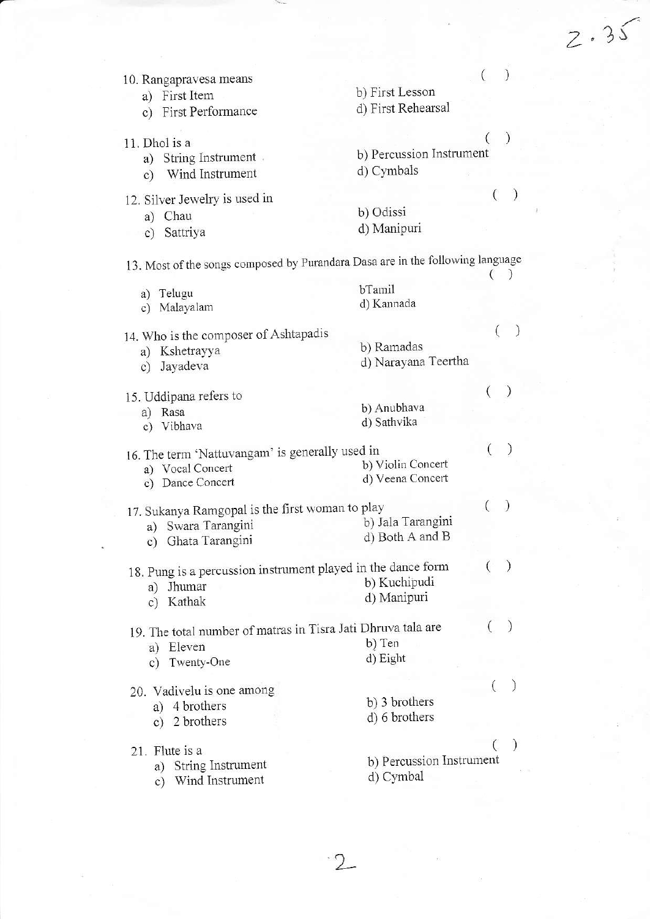10. Rangapravesa means ( )
    a) First Item
    b) First Lesson
    c) First Performance
    d) First Rehearsal

11. Dhol is a ( )
    a) String Instrument
    b) Percussion Instrument
    c) Wind Instrument
    d) Cymbals

12. Silver Jewelry is used in ( )
    a) Chau
    b) Odissi
    c) Sattriya
    d) Manipuri

13. Most of the songs composed by Purandara Dasa are in the following language ( )
    a) Telugu
    bTamil
    c) Malayalam
    d) Kannada

14. Who is the composer of Ashtapadis ( )
    a) Kshetrayya
    b) Ramadas
    c) Jayadeva
    d) Narayana Teertha

15. Uddipana refers to ( )
    a) Rasa
    b) Anubhava
    c) Vibhava
    d) Sathvika

16. The term 'Nattuvangam' is generally used in ( )
    a) Vocal Concert
    b) Violin Concert
    c) Dance Concert
    d) Veena Concert

17. Sukanya Ramgopal is the first woman to play ( )
    a) Swara Tarangini
    b) Jala Tarangini
    c) Ghata Tarangini
    d) Both A and B

18. Pung is a percussion instrument played in the dance form ( )
    a) Jhumar
    b) Kuchipudi
    c) Kathak
    d) Manipuri

19. The total number of matras in Tisra Jati Dhruva tala are ( )
    a) Eleven
    b) Ten
    c) Twenty-One
    d) Eight

20. Vadivelu is one among ( )
    a) 4 brothers
    b) 3 brothers
    c) 2 brothers
    d) 6 brothers

21. Flute is a ( )
    a) String Instrument
    b) Percussion Instrument
    c) Wind Instrument
    d) Cymbal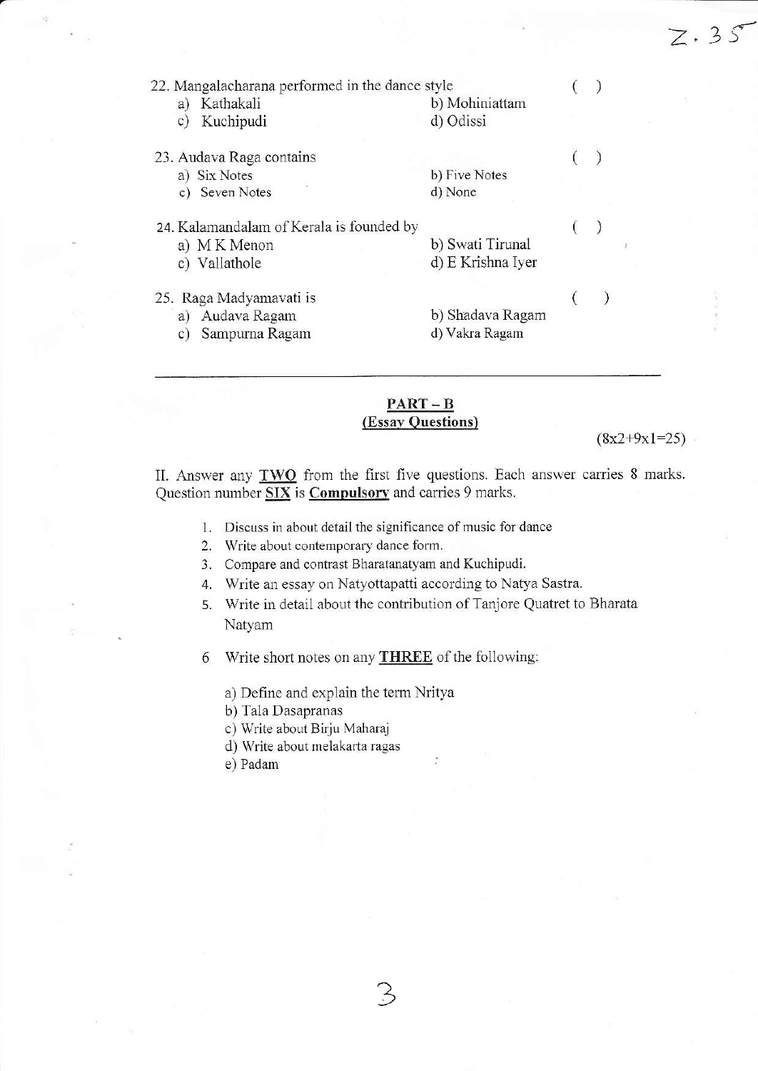22. Mangalacharana performed in the dance style ( )
    a) Kathakali
    b) Mohiniattam
    c) Kuchipudi
    d) Odissi

23. Audava Raga contains ( )
    a) Six Notes
    b) Five Notes
    c) Seven Notes
    d) None

24. Kalamandalam of Kerala is founded by ( )
    a) M K Menon
    b) Swati Tirunal
    c) Vallathole
    d) E Krishna Iyer

25. Raga Madyamavati is ( )
    a) Audava Ragam
    b) Shadava Ragam
    c) Sampurna Ragam
    d) Vakra Ragam

---

## PART – B
## (Essay Questions)

(8x2+9x1=25)

II. Answer any **TWO** from the first five questions. Each answer carries 8 marks. Question number **SIX** is **Compulsory** and carries 9 marks.

1. Discuss in about detail the significance of music for dance
2. Write about contemporary dance form.
3. Compare and contrast Bharatanatyam and Kuchipudi.
4. Write an essay on Natyottapatti according to Natya Sastra.
5. Write in detail about the contribution of Tanjore Quatret to Bharata Natyam
6. Write short notes on any **THREE** of the following:

    a) Define and explain the term Nritya
    b) Tala Dasapranas
    c) Write about Birju Maharaj
    d) Write about melakarta ragas
    e) Padam